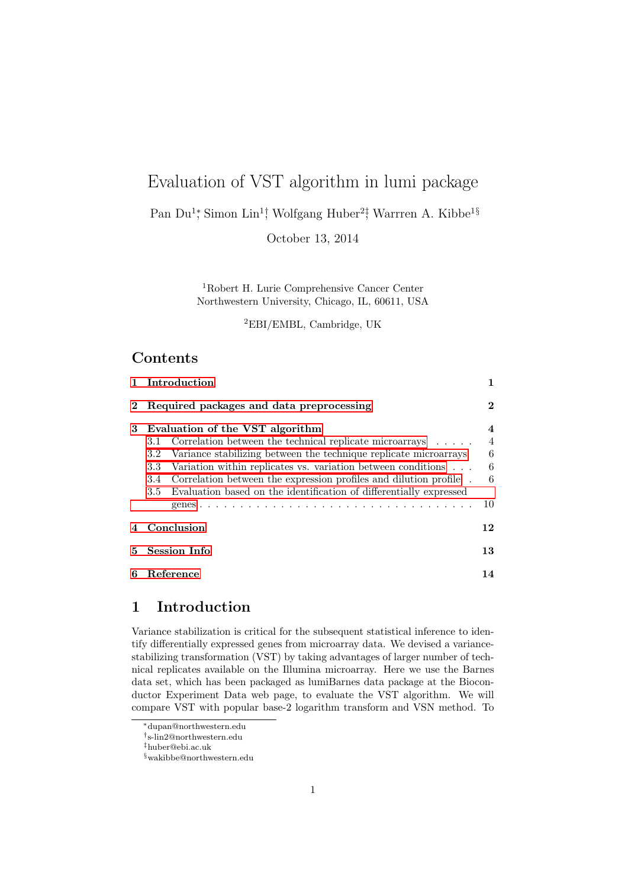# Evaluation of VST algorithm in lumi package

Pan Du[1]*, Simon Lin[1]†, Wolfgang Huber[2]‡, Warrren A. Kibbe[1]§

October 13, 2014

[1]Robert H. Lurie Comprehensive Cancer Center
Northwestern University, Chicago, IL, 60611, USA

[2]EBI/EMBL, Cambridge, UK

## Contents

- 1 Introduction — 1
- 2 Required packages and data preprocessing — 2
- 3 Evaluation of the VST algorithm — 4
  - 3.1 Correlation between the technical replicate microarrays — 4
  - 3.2 Variance stabilizing between the technique replicate microarrays — 6
  - 3.3 Variation within replicates vs. variation between conditions — 6
  - 3.4 Correlation between the expression profiles and dilution profile — 6
  - 3.5 Evaluation based on the identification of differentially expressed genes — 10
- 4 Conclusion — 12
- 5 Session Info — 13
- 6 Reference — 14

## 1 Introduction

Variance stabilization is critical for the subsequent statistical inference to identify differentially expressed genes from microarray data. We devised a variance-stabilizing transformation (VST) by taking advantages of larger number of technical replicates available on the Illumina microarray. Here we use the Barnes data set, which has been packaged as lumiBarnes data package at the Bioconductor Experiment Data web page, to evaluate the VST algorithm. We will compare VST with popular base-2 logarithm transform and VSN method. To

*dupan@northwestern.edu
†s-lin2@northwestern.edu
‡huber@ebi.ac.uk
§wakibbe@northwestern.edu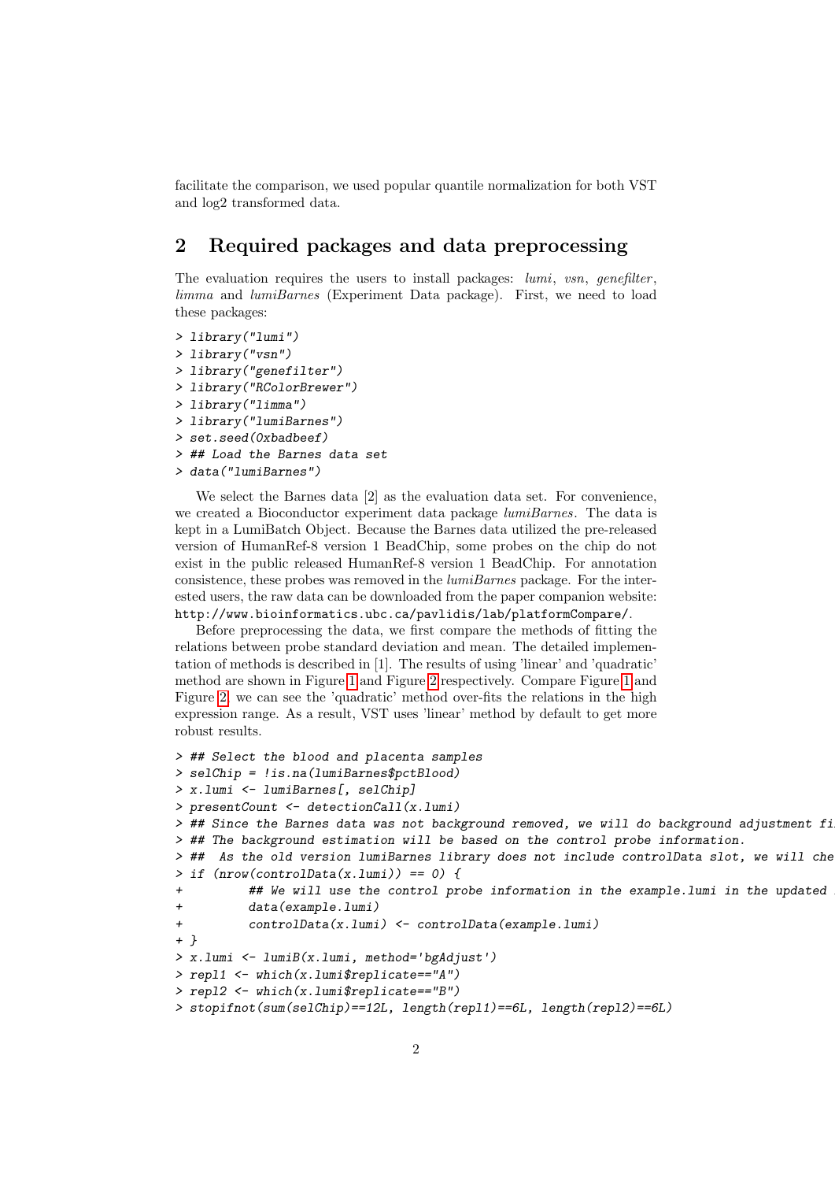facilitate the comparison, we used popular quantile normalization for both VST and log2 transformed data.

## 2 Required packages and data preprocessing

The evaluation requires the users to install packages: *lumi*, *vsn*, *genefilter*, *limma* and *lumiBarnes* (Experiment Data package). First, we need to load these packages:

```
> library("lumi")
> library("vsn")
> library("genefilter")
> library("RColorBrewer")
> library("limma")
> library("lumiBarnes")
> set.seed(0xbadbeef)
> ## Load the Barnes data set
> data("lumiBarnes")
```

We select the Barnes data [2] as the evaluation data set. For convenience, we created a Bioconductor experiment data package *lumiBarnes*. The data is kept in a LumiBatch Object. Because the Barnes data utilized the pre-released version of HumanRef-8 version 1 BeadChip, some probes on the chip do not exist in the public released HumanRef-8 version 1 BeadChip. For annotation consistence, these probes was removed in the *lumiBarnes* package. For the interested users, the raw data can be downloaded from the paper companion website: http://www.bioinformatics.ubc.ca/pavlidis/lab/platformCompare/.

Before preprocessing the data, we first compare the methods of fitting the relations between probe standard deviation and mean. The detailed implementation of methods is described in [1]. The results of using 'linear' and 'quadratic' method are shown in Figure 1 and Figure 2 respectively. Compare Figure 1 and Figure 2, we can see the 'quadratic' method over-fits the relations in the high expression range. As a result, VST uses 'linear' method by default to get more robust results.

```
> ## Select the blood and placenta samples
> selChip = !is.na(lumiBarnes$pctBlood)
> x.lumi <- lumiBarnes[, selChip]
> presentCount <- detectionCall(x.lumi)
> ## Since the Barnes data was not background removed, we will do background adjustment fi
> ## The background estimation will be based on the control probe information.
> ##  As the old version lumiBarnes library does not include controlData slot, we will che
> if (nrow(controlData(x.lumi)) == 0) {
+         ## We will use the control probe information in the example.lumi in the updated 
+         data(example.lumi)
+         controlData(x.lumi) <- controlData(example.lumi)
+ }
> x.lumi <- lumiB(x.lumi, method='bgAdjust')
> repl1 <- which(x.lumi$replicate=="A")
> repl2 <- which(x.lumi$replicate=="B")
> stopifnot(sum(selChip)==12L, length(repl1)==6L, length(repl2)==6L)
```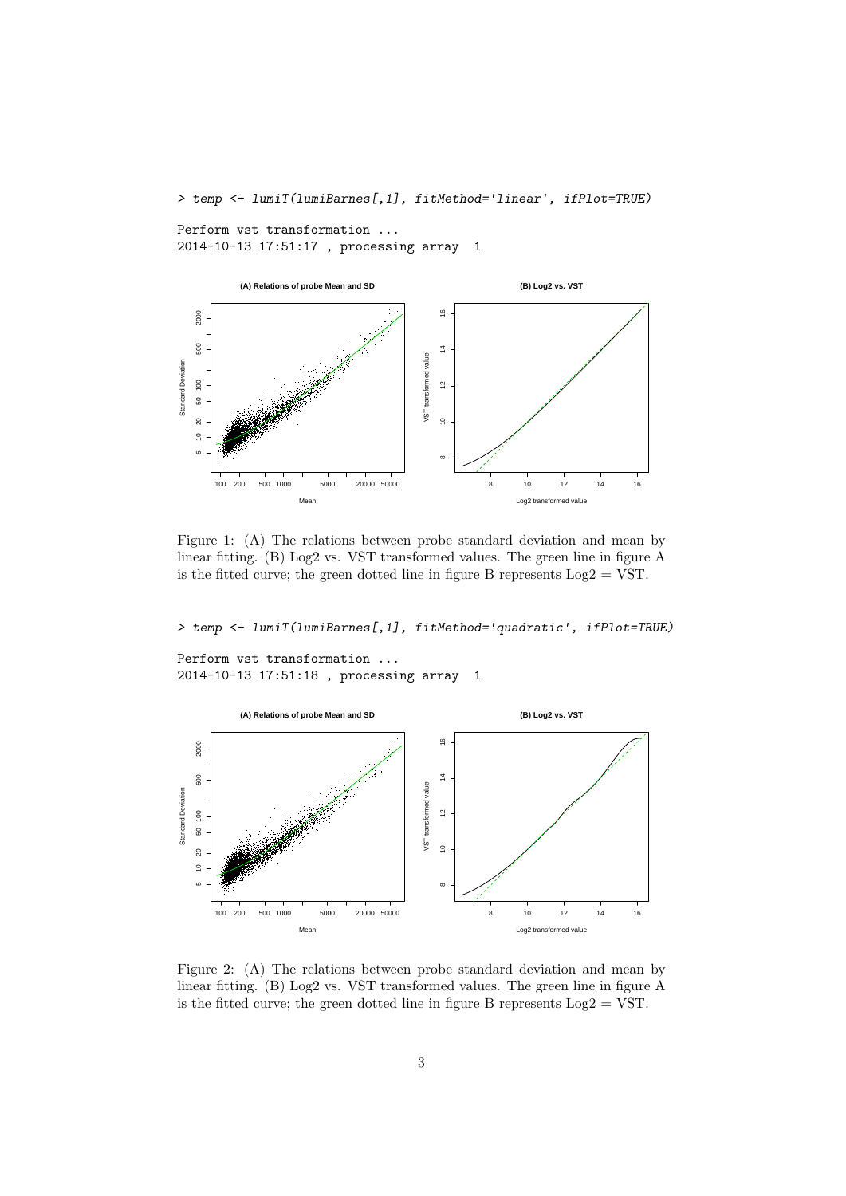```
> temp <- lumiT(lumiBarnes[,1], fitMethod='linear', ifPlot=TRUE)

Perform vst transformation ...
2014-10-13 17:51:17 , processing array  1
```

Figure 1: (A) The relations between probe standard deviation and mean by linear fitting. (B) Log2 vs. VST transformed values. The green line in figure A is the fitted curve; the green dotted line in figure B represents Log2 = VST.

```
> temp <- lumiT(lumiBarnes[,1], fitMethod='quadratic', ifPlot=TRUE)

Perform vst transformation ...
2014-10-13 17:51:18 , processing array  1
```

Figure 2: (A) The relations between probe standard deviation and mean by linear fitting. (B) Log2 vs. VST transformed values. The green line in figure A is the fitted curve; the green dotted line in figure B represents Log2 = VST.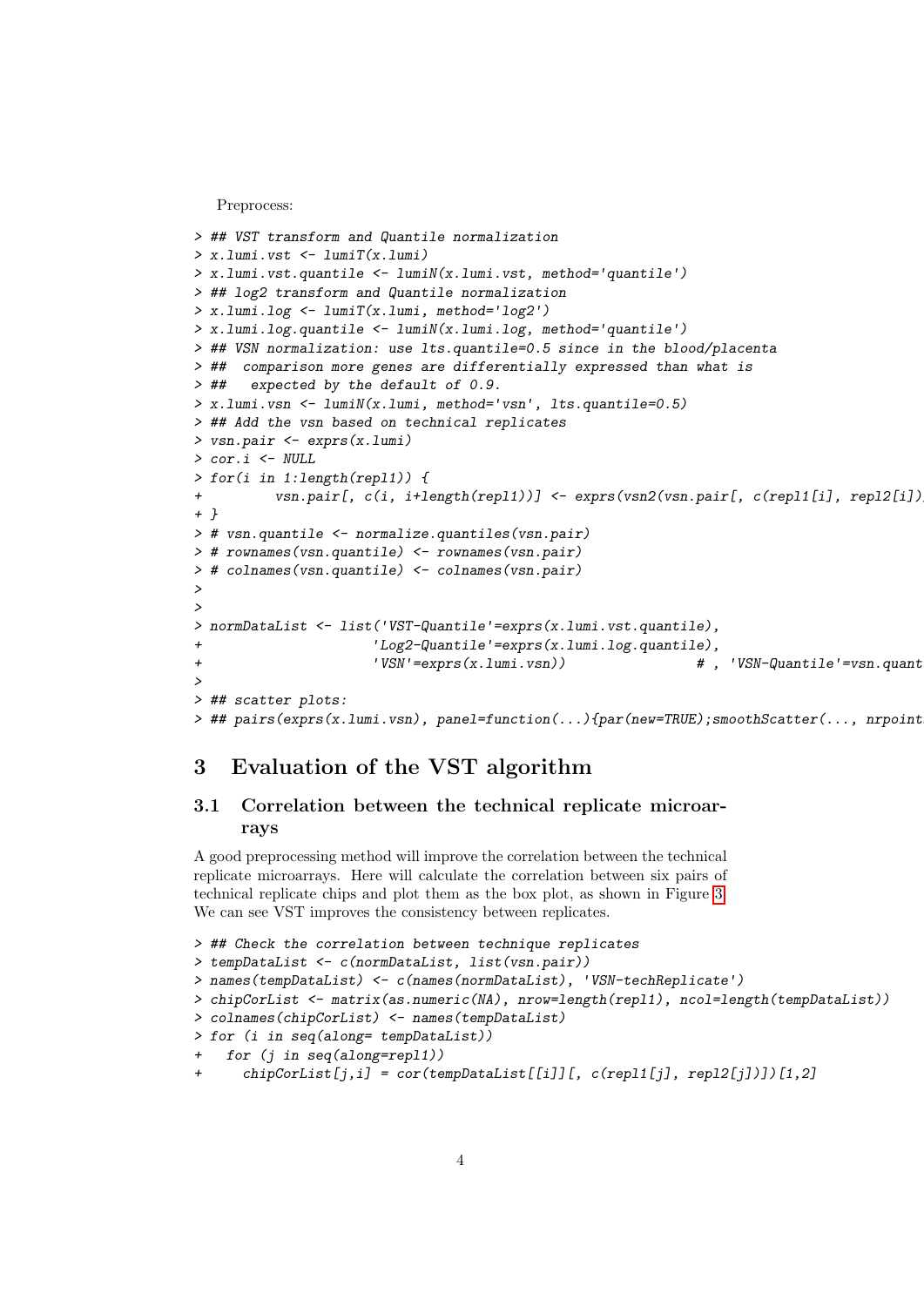Preprocess:

```
> ## VST transform and Quantile normalization
> x.lumi.vst <- lumiT(x.lumi)
> x.lumi.vst.quantile <- lumiN(x.lumi.vst, method='quantile')
> ## log2 transform and Quantile normalization
> x.lumi.log <- lumiT(x.lumi, method='log2')
> x.lumi.log.quantile <- lumiN(x.lumi.log, method='quantile')
> ## VSN normalization: use lts.quantile=0.5 since in the blood/placenta
> ##  comparison more genes are differentially expressed than what is
> ##   expected by the default of 0.9.
> x.lumi.vsn <- lumiN(x.lumi, method='vsn', lts.quantile=0.5)
> ## Add the vsn based on technical replicates
> vsn.pair <- exprs(x.lumi)
> cor.i <- NULL
> for(i in 1:length(repl1)) {
+         vsn.pair[, c(i, i+length(repl1))] <- exprs(vsn2(vsn.pair[, c(repl1[i], repl2[i])
+ }
> # vsn.quantile <- normalize.quantiles(vsn.pair)
> # rownames(vsn.quantile) <- rownames(vsn.pair)
> # colnames(vsn.quantile) <- colnames(vsn.pair)
>
>
> normDataList <- list('VST-Quantile'=exprs(x.lumi.vst.quantile),
+                     'Log2-Quantile'=exprs(x.lumi.log.quantile),
+                     'VSN'=exprs(x.lumi.vsn))               # , 'VSN-Quantile'=vsn.quant
>
> ## scatter plots:
> ## pairs(exprs(x.lumi.vsn), panel=function(...){par(new=TRUE);smoothScatter(..., nrpoint
```

# 3 Evaluation of the VST algorithm

## 3.1 Correlation between the technical replicate microarrays

A good preprocessing method will improve the correlation between the technical replicate microarrays. Here will calculate the correlation between six pairs of technical replicate chips and plot them as the box plot, as shown in Figure 3. We can see VST improves the consistency between replicates.

```
> ## Check the correlation between technique replicates
> tempDataList <- c(normDataList, list(vsn.pair))
> names(tempDataList) <- c(names(normDataList), 'VSN-techReplicate')
> chipCorList <- matrix(as.numeric(NA), nrow=length(repl1), ncol=length(tempDataList))
> colnames(chipCorList) <- names(tempDataList)
> for (i in seq(along= tempDataList))
+   for (j in seq(along=repl1))
+     chipCorList[j,i] = cor(tempDataList[[i]][, c(repl1[j], repl2[j])])[1,2]
```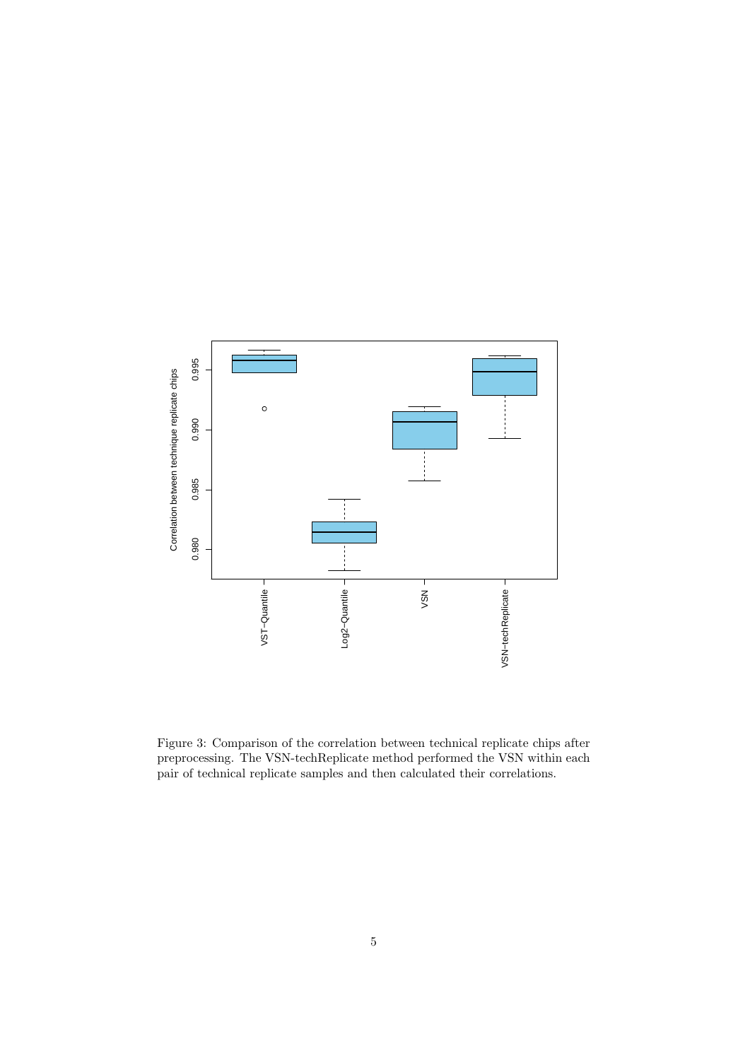Figure 3: Comparison of the correlation between technical replicate chips after preprocessing. The VSN-techReplicate method performed the VSN within each pair of technical replicate samples and then calculated their correlations.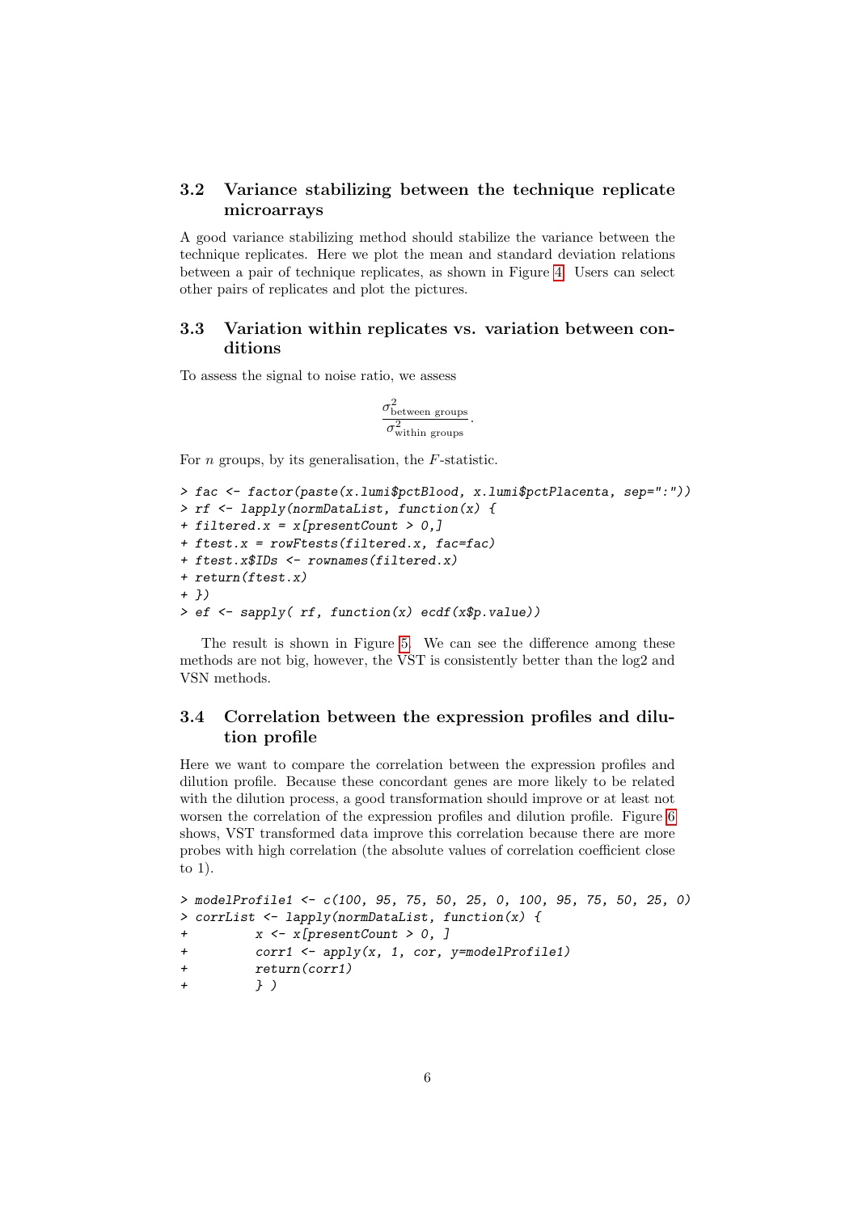## 3.2 Variance stabilizing between the technique replicate microarrays

A good variance stabilizing method should stabilize the variance between the technique replicates. Here we plot the mean and standard deviation relations between a pair of technique replicates, as shown in Figure 4. Users can select other pairs of replicates and plot the pictures.

## 3.3 Variation within replicates vs. variation between conditions

To assess the signal to noise ratio, we assess

$$\frac{\sigma^2_{\text{between groups}}}{\sigma^2_{\text{within groups}}}.$$

For $n$ groups, by its generalisation, the $F$-statistic.

```
> fac <- factor(paste(x.lumi$pctBlood, x.lumi$pctPlacenta, sep=":"))
> rf <- lapply(normDataList, function(x) {
+ filtered.x = x[presentCount > 0,]
+ ftest.x = rowFtests(filtered.x, fac=fac)
+ ftest.x$IDs <- rownames(filtered.x)
+ return(ftest.x)
+ })
> ef <- sapply( rf, function(x) ecdf(x$p.value))
```

The result is shown in Figure 5. We can see the difference among these methods are not big, however, the VST is consistently better than the log2 and VSN methods.

## 3.4 Correlation between the expression profiles and dilution profile

Here we want to compare the correlation between the expression profiles and dilution profile. Because these concordant genes are more likely to be related with the dilution process, a good transformation should improve or at least not worsen the correlation of the expression profiles and dilution profile. Figure 6 shows, VST transformed data improve this correlation because there are more probes with high correlation (the absolute values of correlation coefficient close to 1).

```
> modelProfile1 <- c(100, 95, 75, 50, 25, 0, 100, 95, 75, 50, 25, 0)
> corrList <- lapply(normDataList, function(x) {
+         x <- x[presentCount > 0, ]
+         corr1 <- apply(x, 1, cor, y=modelProfile1)
+         return(corr1)
+         } )
```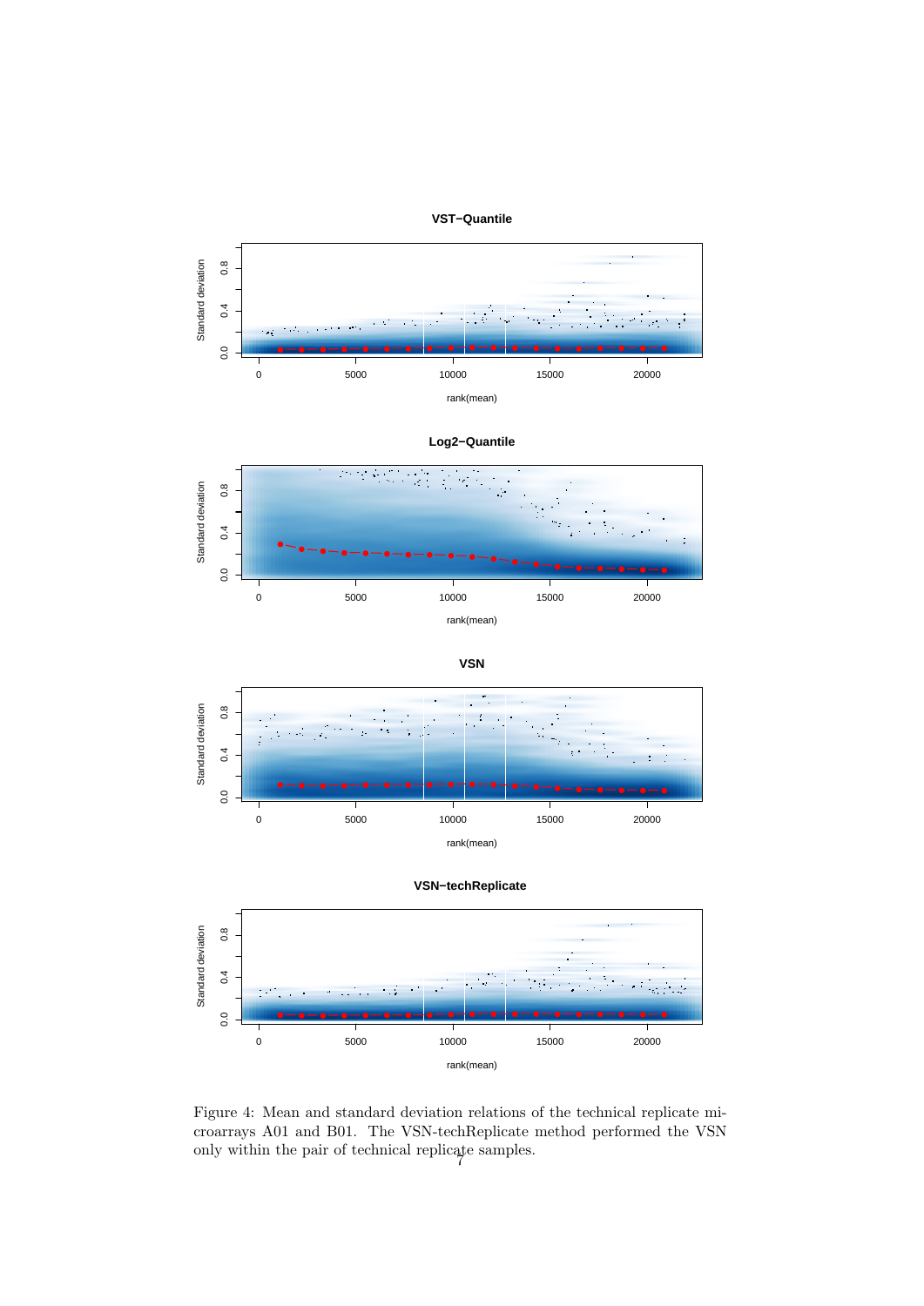Figure 4: Mean and standard deviation relations of the technical replicate microarrays A01 and B01. The VSN-techReplicate method performed the VSN only within the pair of technical replicate samples.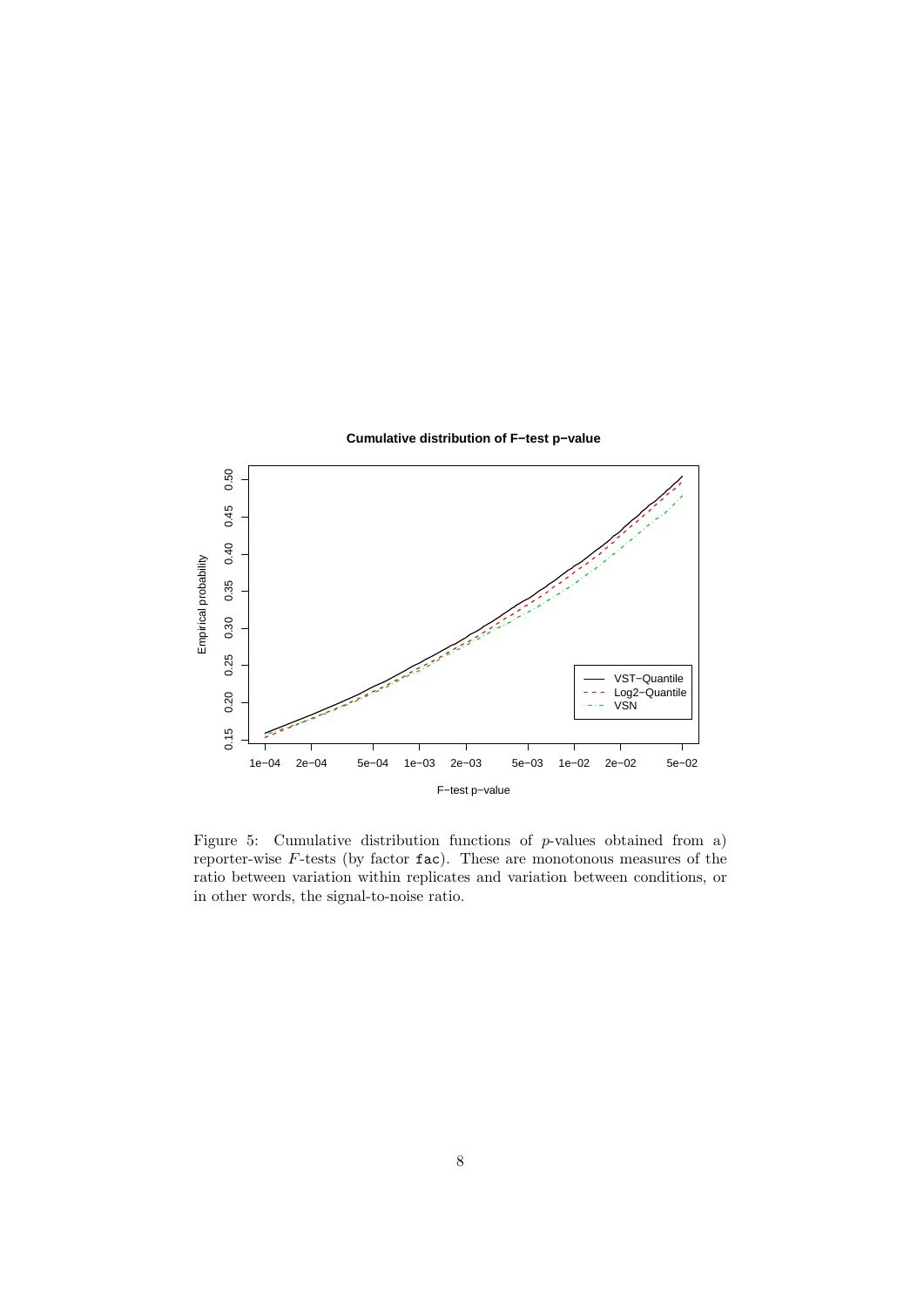Figure 5: Cumulative distribution functions of $p$-values obtained from a) reporter-wise $F$-tests (by factor `fac`). These are monotonous measures of the ratio between variation within replicates and variation between conditions, or in other words, the signal-to-noise ratio.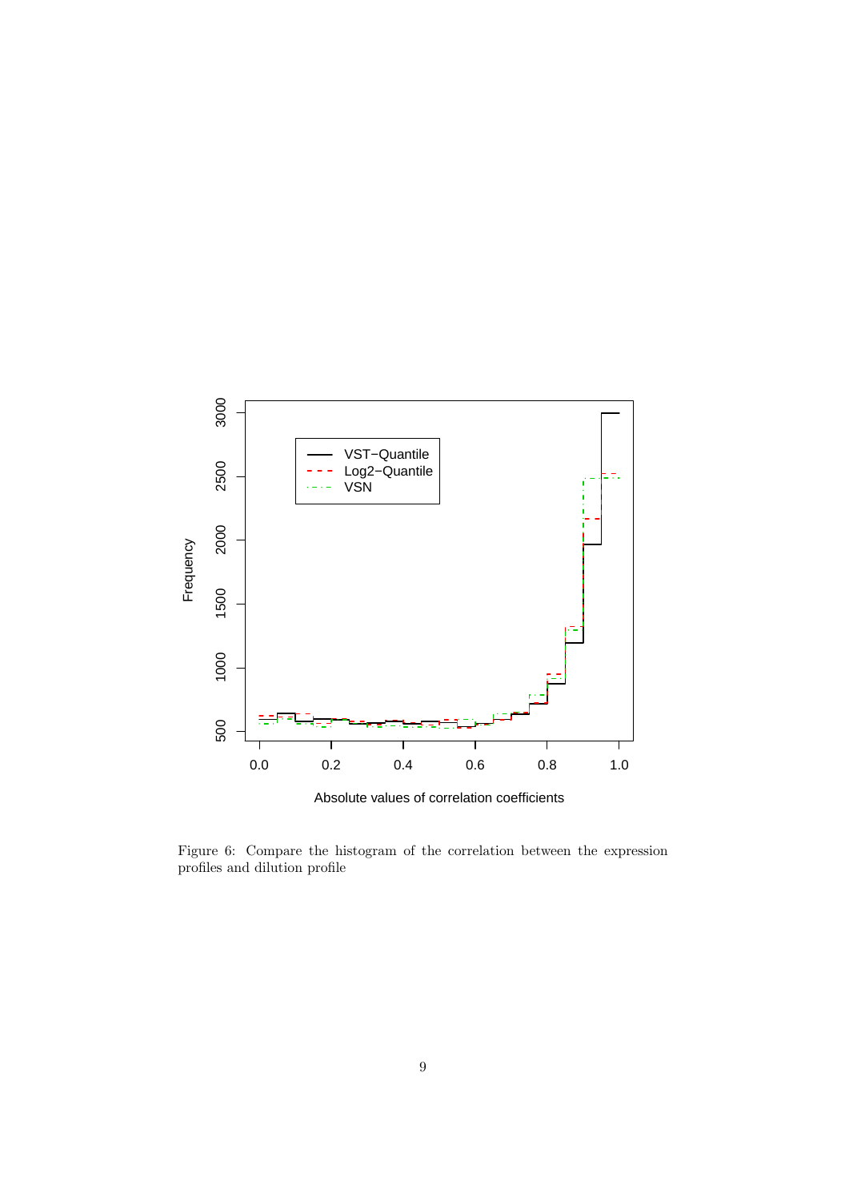Figure 6: Compare the histogram of the correlation between the expression profiles and dilution profile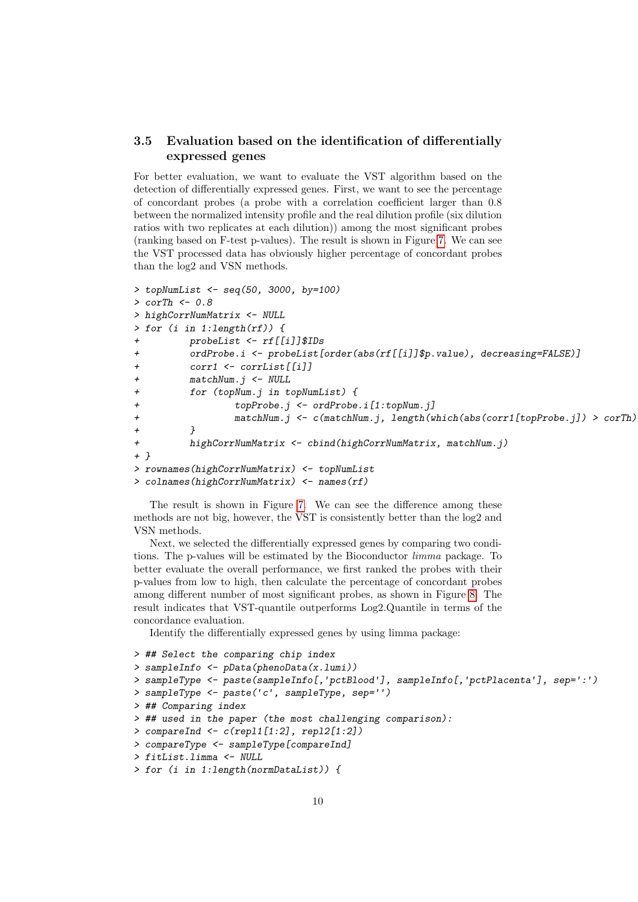### 3.5 Evaluation based on the identification of differentially expressed genes

For better evaluation, we want to evaluate the VST algorithm based on the detection of differentially expressed genes. First, we want to see the percentage of concordant probes (a probe with a correlation coefficient larger than 0.8 between the normalized intensity profile and the real dilution profile (six dilution ratios with two replicates at each dilution)) among the most significant probes (ranking based on F-test p-values). The result is shown in Figure 7. We can see the VST processed data has obviously higher percentage of concordant probes than the log2 and VSN methods.

```
> topNumList <- seq(50, 3000, by=100)
> corTh <- 0.8
> highCorrNumMatrix <- NULL
> for (i in 1:length(rf)) {
+         probeList <- rf[[i]]$IDs
+         ordProbe.i <- probeList[order(abs(rf[[i]]$p.value), decreasing=FALSE)]
+         corr1 <- corrList[[i]]
+         matchNum.j <- NULL
+         for (topNum.j in topNumList) {
+                 topProbe.j <- ordProbe.i[1:topNum.j]
+                 matchNum.j <- c(matchNum.j, length(which(abs(corr1[topProbe.j]) > corTh)
+         }
+         highCorrNumMatrix <- cbind(highCorrNumMatrix, matchNum.j)
+ }
> rownames(highCorrNumMatrix) <- topNumList
> colnames(highCorrNumMatrix) <- names(rf)
```

The result is shown in Figure 7. We can see the difference among these methods are not big, however, the VST is consistently better than the log2 and VSN methods.

Next, we selected the differentially expressed genes by comparing two conditions. The p-values will be estimated by the Bioconductor *limma* package. To better evaluate the overall performance, we first ranked the probes with their p-values from low to high, then calculate the percentage of concordant probes among different number of most significant probes, as shown in Figure 8. The result indicates that VST-quantile outperforms Log2.Quantile in terms of the concordance evaluation.

Identify the differentially expressed genes by using limma package:

```
> ## Select the comparing chip index
> sampleInfo <- pData(phenoData(x.lumi))
> sampleType <- paste(sampleInfo[,'pctBlood'], sampleInfo[,'pctPlacenta'], sep=':')
> sampleType <- paste('c', sampleType, sep='')
> ## Comparing index
> ## used in the paper (the most challenging comparison):
> compareInd <- c(repl1[1:2], repl2[1:2])
> compareType <- sampleType[compareInd]
> fitList.limma <- NULL
> for (i in 1:length(normDataList)) {
```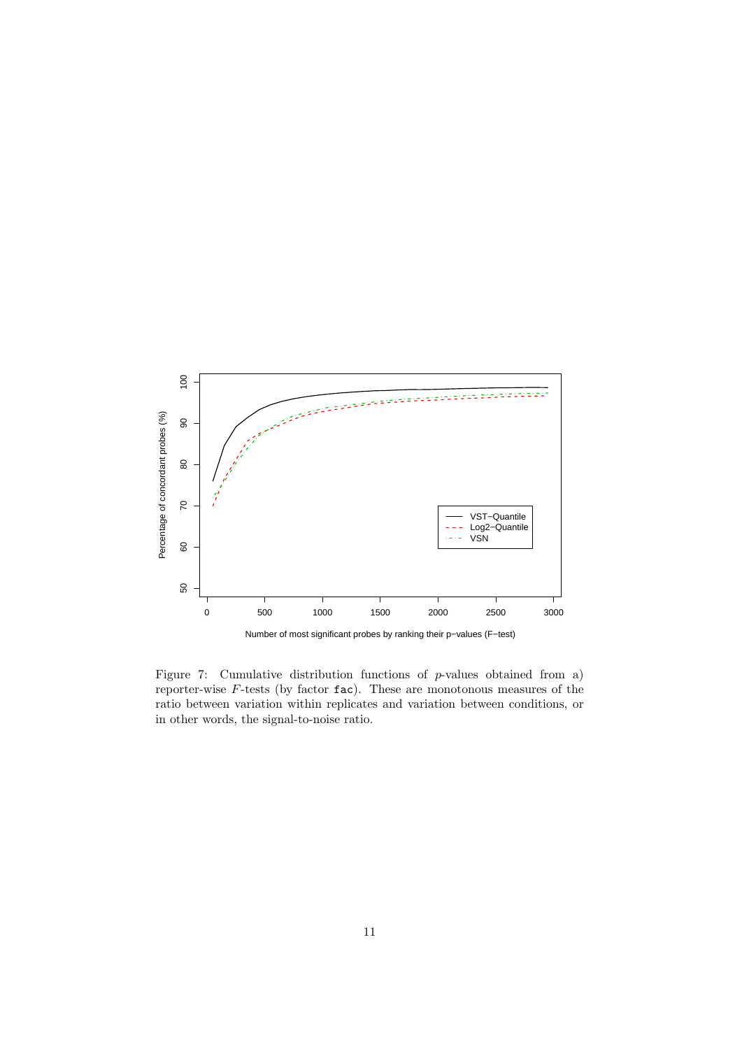Figure 7: Cumulative distribution functions of $p$-values obtained from a) reporter-wise $F$-tests (by factor `fac`). These are monotonous measures of the ratio between variation within replicates and variation between conditions, or in other words, the signal-to-noise ratio.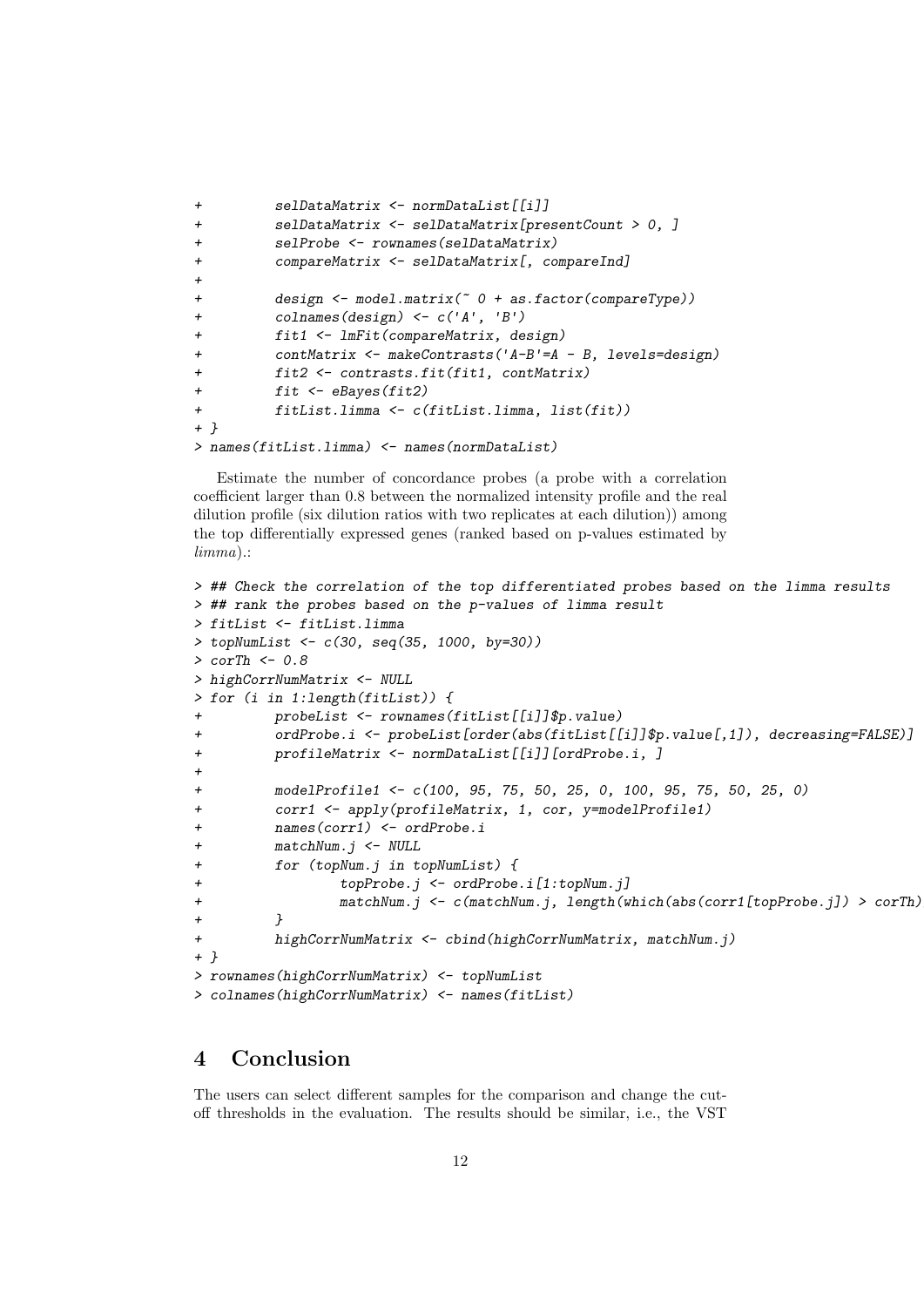```
+         selDataMatrix <- normDataList[[i]]
+         selDataMatrix <- selDataMatrix[presentCount > 0, ]
+         selProbe <- rownames(selDataMatrix)
+         compareMatrix <- selDataMatrix[, compareInd]
+
+         design <- model.matrix(~ 0 + as.factor(compareType))
+         colnames(design) <- c('A', 'B')
+         fit1 <- lmFit(compareMatrix, design)
+         contMatrix <- makeContrasts('A-B'=A - B, levels=design)
+         fit2 <- contrasts.fit(fit1, contMatrix)
+         fit <- eBayes(fit2)
+         fitList.limma <- c(fitList.limma, list(fit))
+ }
> names(fitList.limma) <- names(normDataList)
```

Estimate the number of concordance probes (a probe with a correlation coefficient larger than 0.8 between the normalized intensity profile and the real dilution profile (six dilution ratios with two replicates at each dilution)) among the top differentially expressed genes (ranked based on p-values estimated by *limma*).:

```
> ## Check the correlation of the top differentiated probes based on the limma results
> ## rank the probes based on the p-values of limma result
> fitList <- fitList.limma
> topNumList <- c(30, seq(35, 1000, by=30))
> corTh <- 0.8
> highCorrNumMatrix <- NULL
> for (i in 1:length(fitList)) {
+         probeList <- rownames(fitList[[i]]$p.value)
+         ordProbe.i <- probeList[order(abs(fitList[[i]]$p.value[,1]), decreasing=FALSE)]
+         profileMatrix <- normDataList[[i]][ordProbe.i, ]
+
+         modelProfile1 <- c(100, 95, 75, 50, 25, 0, 100, 95, 75, 50, 25, 0)
+         corr1 <- apply(profileMatrix, 1, cor, y=modelProfile1)
+         names(corr1) <- ordProbe.i
+         matchNum.j <- NULL
+         for (topNum.j in topNumList) {
+                 topProbe.j <- ordProbe.i[1:topNum.j]
+                 matchNum.j <- c(matchNum.j, length(which(abs(corr1[topProbe.j]) > corTh)
+         }
+         highCorrNumMatrix <- cbind(highCorrNumMatrix, matchNum.j)
+ }
> rownames(highCorrNumMatrix) <- topNumList
> colnames(highCorrNumMatrix) <- names(fitList)
```

# 4 Conclusion

The users can select different samples for the comparison and change the cut-off thresholds in the evaluation. The results should be similar, i.e., the VST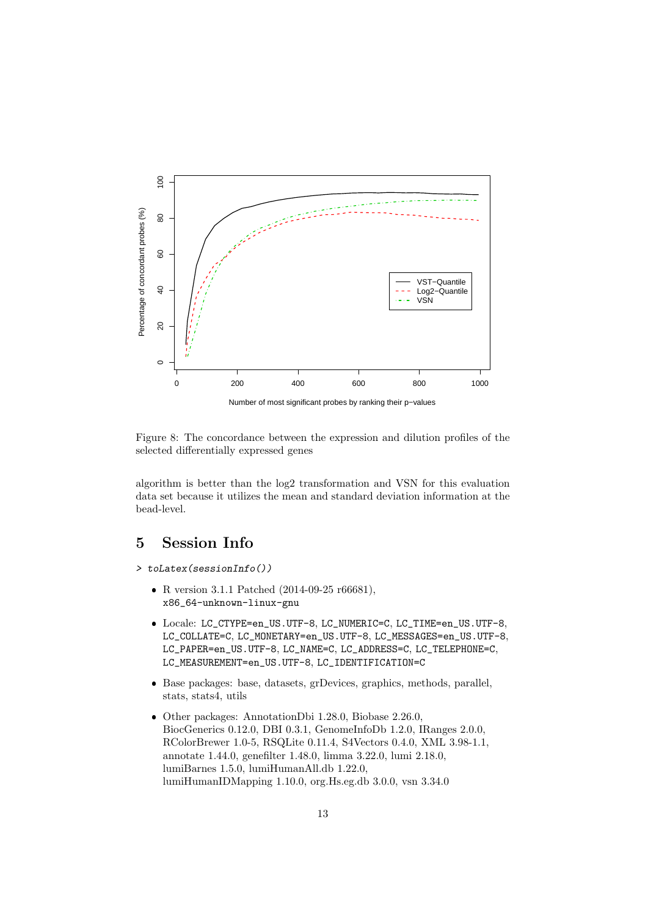Figure 8: The concordance between the expression and dilution profiles of the selected differentially expressed genes

algorithm is better than the log2 transformation and VSN for this evaluation data set because it utilizes the mean and standard deviation information at the bead-level.

# 5 Session Info

```
> toLatex(sessionInfo())
```

- R version 3.1.1 Patched (2014-09-25 r66681), x86_64-unknown-linux-gnu
- Locale: LC_CTYPE=en_US.UTF-8, LC_NUMERIC=C, LC_TIME=en_US.UTF-8, LC_COLLATE=C, LC_MONETARY=en_US.UTF-8, LC_MESSAGES=en_US.UTF-8, LC_PAPER=en_US.UTF-8, LC_NAME=C, LC_ADDRESS=C, LC_TELEPHONE=C, LC_MEASUREMENT=en_US.UTF-8, LC_IDENTIFICATION=C
- Base packages: base, datasets, grDevices, graphics, methods, parallel, stats, stats4, utils
- Other packages: AnnotationDbi 1.28.0, Biobase 2.26.0, BiocGenerics 0.12.0, DBI 0.3.1, GenomeInfoDb 1.2.0, IRanges 2.0.0, RColorBrewer 1.0-5, RSQLite 0.11.4, S4Vectors 0.4.0, XML 3.98-1.1, annotate 1.44.0, genefilter 1.48.0, limma 3.22.0, lumi 2.18.0, lumiBarnes 1.5.0, lumiHumanAll.db 1.22.0, lumiHumanIDMapping 1.10.0, org.Hs.eg.db 3.0.0, vsn 3.34.0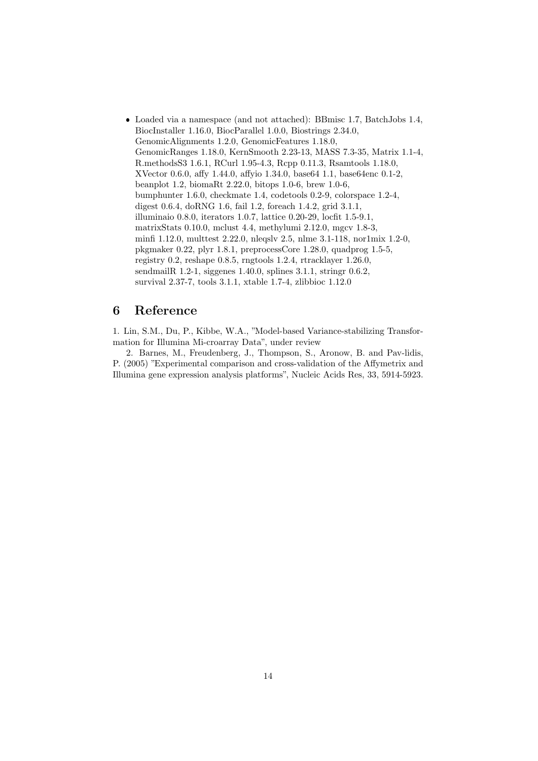- Loaded via a namespace (and not attached): BBmisc 1.7, BatchJobs 1.4, BiocInstaller 1.16.0, BiocParallel 1.0.0, Biostrings 2.34.0, GenomicAlignments 1.2.0, GenomicFeatures 1.18.0, GenomicRanges 1.18.0, KernSmooth 2.23-13, MASS 7.3-35, Matrix 1.1-4, R.methodsS3 1.6.1, RCurl 1.95-4.3, Rcpp 0.11.3, Rsamtools 1.18.0, XVector 0.6.0, affy 1.44.0, affyio 1.34.0, base64 1.1, base64enc 0.1-2, beanplot 1.2, biomaRt 2.22.0, bitops 1.0-6, brew 1.0-6, bumphunter 1.6.0, checkmate 1.4, codetools 0.2-9, colorspace 1.2-4, digest 0.6.4, doRNG 1.6, fail 1.2, foreach 1.4.2, grid 3.1.1, illuminaio 0.8.0, iterators 1.0.7, lattice 0.20-29, locfit 1.5-9.1, matrixStats 0.10.0, mclust 4.4, methylumi 2.12.0, mgcv 1.8-3, minfi 1.12.0, multtest 2.22.0, nleqslv 2.5, nlme 3.1-118, nor1mix 1.2-0, pkgmaker 0.22, plyr 1.8.1, preprocessCore 1.28.0, quadprog 1.5-5, registry 0.2, reshape 0.8.5, rngtools 1.2.4, rtracklayer 1.26.0, sendmailR 1.2-1, siggenes 1.40.0, splines 3.1.1, stringr 0.6.2, survival 2.37-7, tools 3.1.1, xtable 1.7-4, zlibbioc 1.12.0

## 6 Reference

1. Lin, S.M., Du, P., Kibbe, W.A., "Model-based Variance-stabilizing Transformation for Illumina Mi-croarray Data", under review

2. Barnes, M., Freudenberg, J., Thompson, S., Aronow, B. and Pav-lidis, P. (2005) "Experimental comparison and cross-validation of the Affymetrix and Illumina gene expression analysis platforms", Nucleic Acids Res, 33, 5914-5923.